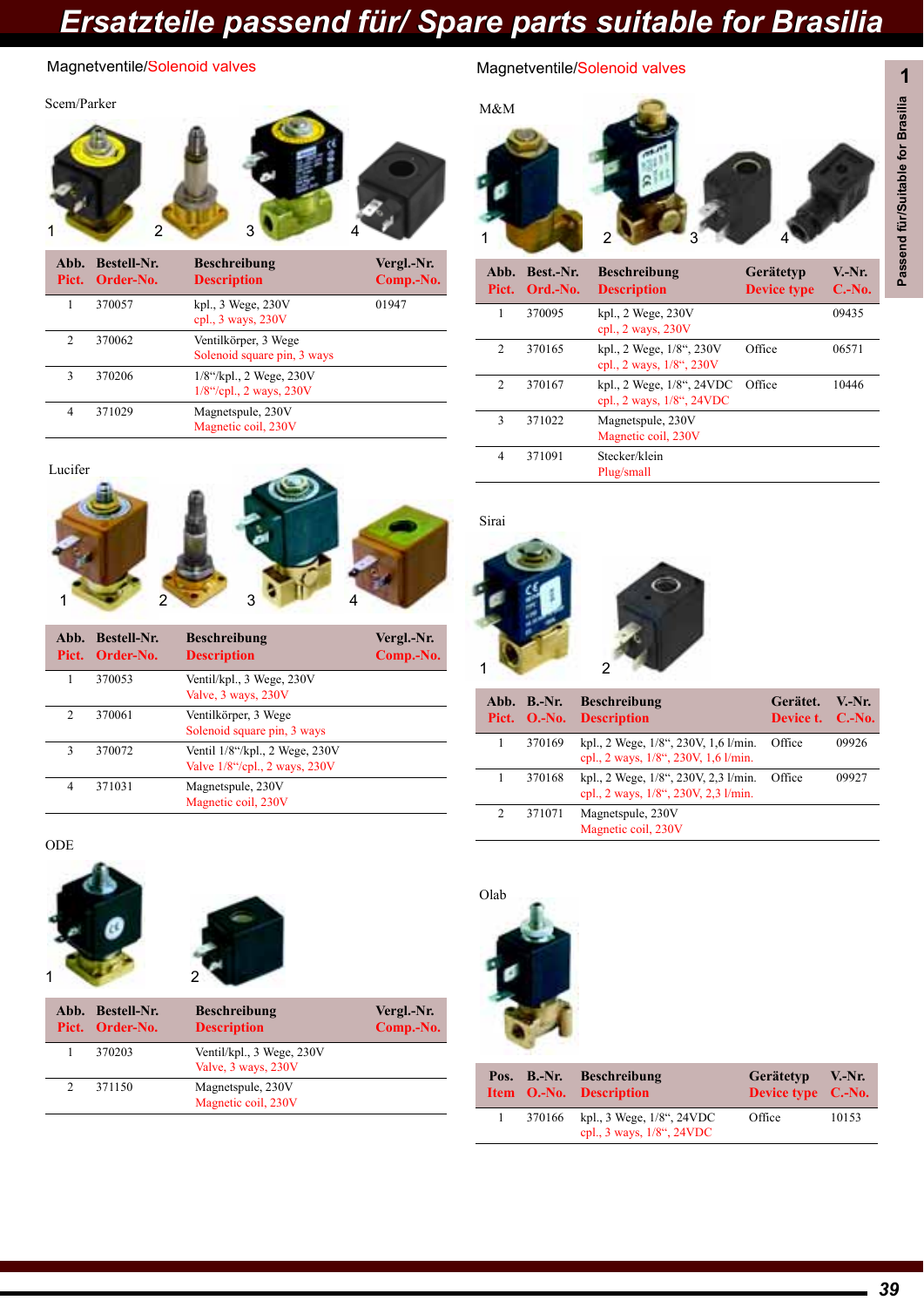# Ersatzteile passend für/ Spare parts suitable for Brasilia

## Magnetventile/Solenoid valves

### Scem/Parker

| Abb. Pict. | Bestell-Nr. Order-No. | Beschreibung Description | Vergl.-Nr. Comp.-No. |
|---|---|---|---|
| 1 | 370057 | kpl., 3 Wege, 230V cpl., 3 ways, 230V | 01947 |
| 2 | 370062 | Ventilkörper, 3 Wege Solenoid square pin, 3 ways | |
| 3 | 370206 | 1/8"/kpl., 2 Wege, 230V 1/8"/cpl., 2 ways, 230V | |
| 4 | 371029 | Magnetspule, 230V Magnetic coil, 230V | |

### Lucifer

| Abb. Pict. | Bestell-Nr. Order-No. | Beschreibung Description | Vergl.-Nr. Comp.-No. |
|---|---|---|---|
| 1 | 370053 | Ventil/kpl., 3 Wege, 230V Valve, 3 ways, 230V | |
| 2 | 370061 | Ventilkörper, 3 Wege Solenoid square pin, 3 ways | |
| 3 | 370072 | Ventil 1/8"/kpl., 2 Wege, 230V Valve 1/8"/cpl., 2 ways, 230V | |
| 4 | 371031 | Magnetspule, 230V Magnetic coil, 230V | |

### ODE

| Abb. Pict. | Bestell-Nr. Order-No. | Beschreibung Description | Vergl.-Nr. Comp.-No. |
|---|---|---|---|
| 1 | 370203 | Ventil/kpl., 3 Wege, 230V Valve, 3 ways, 230V | |
| 2 | 371150 | Magnetspule, 230V Magnetic coil, 230V | |

## Magnetventile/Solenoid valves

### M&M

| Abb. Pict. | Best.-Nr. Ord.-No. | Beschreibung Description | Gerätetyp Device type | V.-Nr. C.-No. |
|---|---|---|---|---|
| 1 | 370095 | kpl., 2 Wege, 230V cpl., 2 ways, 230V | | 09435 |
| 2 | 370165 | kpl., 2 Wege, 1/8", 230V cpl., 2 ways, 1/8", 230V | Office | 06571 |
| 2 | 370167 | kpl., 2 Wege, 1/8", 24VDC cpl., 2 ways, 1/8", 24VDC | Office | 10446 |
| 3 | 371022 | Magnetspule, 230V Magnetic coil, 230V | | |
| 4 | 371091 | Stecker/klein Plug/small | | |

### Sirai

| Abb. Pict. | B.-Nr. O.-No. | Beschreibung Description | Gerätet. Device t. | V.-Nr. C.-No. |
|---|---|---|---|---|
| 1 | 370169 | kpl., 2 Wege, 1/8", 230V, 1,6 l/min. cpl., 2 ways, 1/8", 230V, 1,6 l/min. | Office | 09926 |
| 1 | 370168 | kpl., 2 Wege, 1/8", 230V, 2,3 l/min. cpl., 2 ways, 1/8", 230V, 2,3 l/min. | Office | 09927 |
| 2 | 371071 | Magnetspule, 230V Magnetic coil, 230V | | |

### Olab

| Pos. Item | B.-Nr. O.-No. | Beschreibung Description | Gerätetyp Device type | V.-Nr. C.-No. |
|---|---|---|---|---|
| 1 | 370166 | kpl., 3 Wege, 1/8", 24VDC cpl., 3 ways, 1/8", 24VDC | Office | 10153 |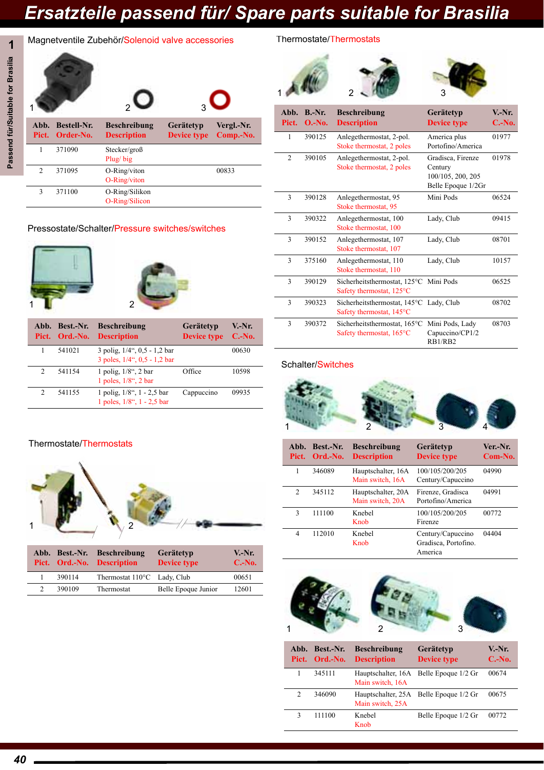# Ersatzteile passend für/ Spare parts suitable for Brasilia

## Magnetventile Zubehör/Solenoid valve accessories

| Abb. Pict. | Bestell-Nr. Order-No. | Beschreibung Description | Gerätetyp Device type | Vergl.-Nr. Comp.-No. |
|---|---|---|---|---|
| 1 | 371090 | Stecker/groß Plug/ big | | |
| 2 | 371095 | O-Ring/viton O-Ring/viton | | 00833 |
| 3 | 371100 | O-Ring/Silikon O-Ring/Silicon | | |

## Pressostate/Schalter/Pressure switches/switches

| Abb. Pict. | Best.-Nr. Ord.-No. | Beschreibung Description | Gerätetyp Device type | V.-Nr. C.-No. |
|---|---|---|---|---|
| 1 | 541021 | 3 polig, 1/4“, 0,5 - 1,2 bar 3 poles, 1/4“, 0,5 - 1,2 bar | | 00630 |
| 2 | 541154 | 1 polig, 1/8“, 2 bar 1 poles, 1/8“, 2 bar | Office | 10598 |
| 2 | 541155 | 1 polig, 1/8“, 1 - 2,5 bar 1 poles, 1/8“, 1 - 2,5 bar | Cappuccino | 09935 |

## Thermostate/Thermostats

| Abb. Pict. | Best.-Nr. Ord.-No. | Beschreibung Description | Gerätetyp Device type | V.-Nr. C.-No. |
|---|---|---|---|---|
| 1 | 390114 | Thermostat 110°C | Lady, Club | 00651 |
| 2 | 390109 | Thermostat | Belle Epoque Junior | 12601 |

## Thermostate/Thermostats

| Abb. Pict. | B.-Nr. O.-No. | Beschreibung Description | Gerätetyp Device type | V.-Nr. C.-No. |
|---|---|---|---|---|
| 1 | 390125 | Anlegethermostat, 2-pol. Stoke thermostat, 2 poles | America plus Portofino/America | 01977 |
| 2 | 390105 | Anlegethermostat, 2-pol. Stoke thermostat, 2 poles | Gradisca, Firenze Century 100/105, 200, 205 Belle Epoque 1/2Gr | 01978 |
| 3 | 390128 | Anlegethermostat, 95 Stoke thermostat, 95 | Mini Pods | 06524 |
| 3 | 390322 | Anlegethermostat, 100 Stoke thermostat, 100 | Lady, Club | 09415 |
| 3 | 390152 | Anlegethermostat, 107 Stoke thermostat, 107 | Lady, Club | 08701 |
| 3 | 375160 | Anlegethermostat, 110 Stoke thermostat, 110 | Lady, Club | 10157 |
| 3 | 390129 | Sicherheitsthermostat, 125°C Safety thermostat, 125°C | Mini Pods | 06525 |
| 3 | 390323 | Sicherheitsthermostat, 145°C Safety thermostat, 145°C | Lady, Club | 08702 |
| 3 | 390372 | Sicherheitsthermostat, 165°C Safety thermostat, 165°C | Mini Pods, Lady Capuccino/CP1/2 RB1/RB2 | 08703 |

## Schalter/Switches

| Abb. Pict. | Best.-Nr. Ord.-No. | Beschreibung Description | Gerätetyp Device type | Ver.-Nr. Com-No. |
|---|---|---|---|---|
| 1 | 346089 | Hauptschalter, 16A Main switch, 16A | 100/105/200/205 Century/Capucino | 04990 |
| 2 | 345112 | Hauptschalter, 20A Main switch, 20A | Firenze, Gradisca Portofino/America | 04991 |
| 3 | 111100 | Knebel Knob | 100/105/200/205 Firenze | 00772 |
| 4 | 112010 | Knebel Knob | Century/Capuccino Gradisca, Portofino. America | 04404 |

| Abb. Pict. | Best.-Nr. Ord.-No. | Beschreibung Description | Gerätetyp Device type | V.-Nr. C.-No. |
|---|---|---|---|---|
| 1 | 345111 | Hauptschalter, 16A Main switch, 16A | Belle Epoque 1/2 Gr | 00674 |
| 2 | 346090 | Hauptschalter, 25A Main switch, 25A | Belle Epoque 1/2 Gr | 00675 |
| 3 | 111100 | Knebel Knob | Belle Epoque 1/2 Gr | 00772 |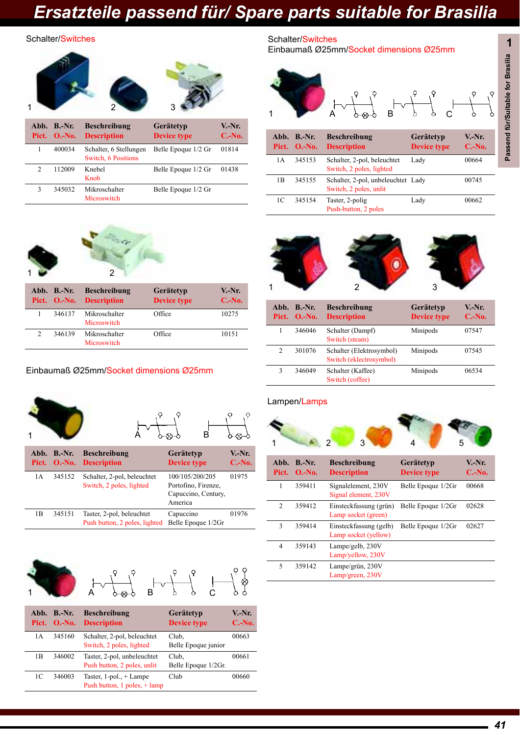# Ersatzteile passend für/ Spare parts suitable for Brasilia

## Schalter/Switches

| Abb. Pict. | B.-Nr. O.-No. | Beschreibung Description | Gerätetyp Device type | V.-Nr. C.-No. |
|---|---|---|---|---|
| 1 | 400034 | Schalter, 6 Stellungen Switch, 6 Positions | Belle Epoque 1/2 Gr | 01814 |
| 2 | 112009 | Knebel Knob | Belle Epoque 1/2 Gr | 01438 |
| 3 | 345032 | Mikroschalter Microswitch | Belle Epoque 1/2 Gr | |

| Abb. Pict. | B.-Nr. O.-No. | Beschreibung Description | Gerätetyp Device type | V.-Nr. C.-No. |
|---|---|---|---|---|
| 1 | 346137 | Mikroschalter Microswitch | Office | 10275 |
| 2 | 346139 | Mikroschalter Microswitch | Office | 10151 |

## Einbaumaß Ø25mm/Socket dimensions Ø25mm

| Abb. Pict. | B.-Nr. O.-No. | Beschreibung Description | Gerätetyp Device type | V.-Nr. C.-No. |
|---|---|---|---|---|
| 1A | 345152 | Schalter, 2-pol, beleuchtet Switch, 2 poles, lighted | 100/105/200/205 Portofino, Firenze, Capuccino, Century, America | 01975 |
| 1B | 345151 | Taster, 2-pol, beleuchtet Push button, 2 poles, lighted | Capuccino Belle Epoque 1/2Gr | 01976 |

| Abb. Pict. | B.-Nr. O.-No. | Beschreibung Description | Gerätetyp Device type | V.-Nr. C.-No. |
|---|---|---|---|---|
| 1A | 345160 | Schalter, 2-pol, beleuchtet Switch, 2 poles, lighted | Club, Belle Epoque junior | 00663 |
| 1B | 346002 | Taster, 2-pol, unbeleuchtet Push button, 2 poles, unlit | Club, Belle Epoque 1/2Gr. | 00661 |
| 1C | 346003 | Taster, 1-pol., + Lampe Push button, 1 poles, + lamp | Club | 00660 |

## Schalter/Switches
### Einbaumaß Ø25mm/Socket dimensions Ø25mm

| Abb. Pict. | B.-Nr. O.-No. | Beschreibung Description | Gerätetyp Device type | V.-Nr. C.-No. |
|---|---|---|---|---|
| 1A | 345153 | Schalter, 2-pol, beleuchtet Switch, 2 poles, lighted | Lady | 00664 |
| 1B | 345155 | Schalter, 2-pol, unbeleuchtet Switch, 2 poles, unlit | Lady | 00745 |
| 1C | 345154 | Taster, 2-polig Push-button, 2 poles | Lady | 00662 |

| Abb. Pict. | B.-Nr. O.-No. | Beschreibung Description | Gerätetyp Device type | V.-Nr. C.-No. |
|---|---|---|---|---|
| 1 | 346046 | Schalter (Dampf) Switch (steam) | Minipods | 07547 |
| 2 | 301076 | Schalter (Elektrosymbol) Switch (eklectrosymbol) | Minipods | 07545 |
| 3 | 346049 | Schalter (Kaffee) Switch (coffee) | Minipods | 06534 |

## Lampen/Lamps

| Abb. Pict. | B.-Nr. O.-No. | Beschreibung Description | Gerätetyp Device type | V.-Nr. C.-No. |
|---|---|---|---|---|
| 1 | 359411 | Signalelement, 230V Signal element, 230V | Belle Epoque 1/2Gr | 00668 |
| 2 | 359412 | Einsteckfassung (grün) Lamp socket (green) | Belle Epoque 1/2Gr | 02628 |
| 3 | 359414 | Einsteckfassung (gelb) Lamp socket (yellow) | Belle Epoque 1/2Gr | 02627 |
| 4 | 359143 | Lampe/gelb, 230V Lamp/yellow, 230V | | |
| 5 | 359142 | Lampe/grün, 230V Lamp/green, 230V | | |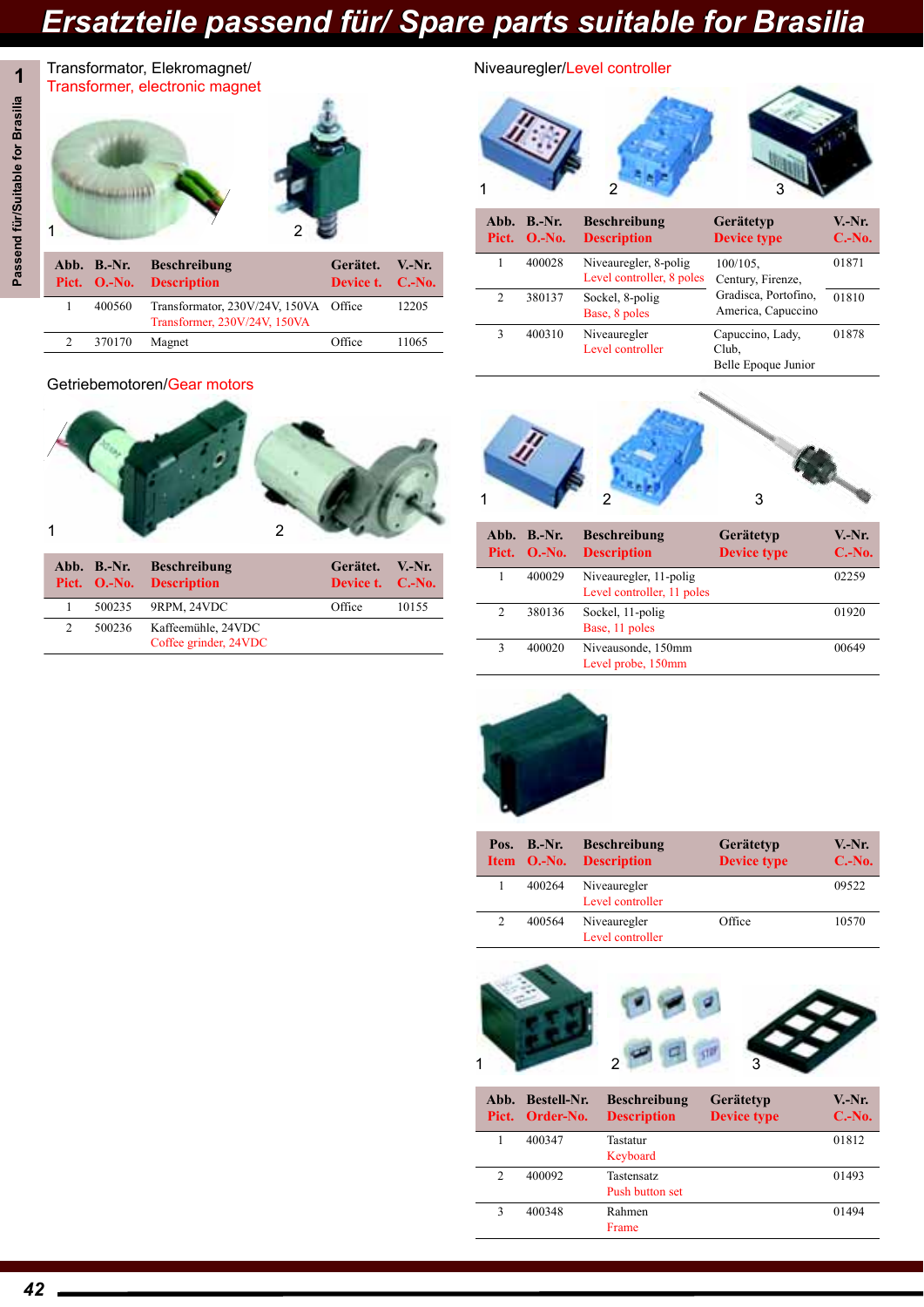# Ersatzteile passend für/ Spare parts suitable for Brasilia

## Transformator, Elekromagnet/ Transformer, electronic magnet

| Abb. Pict. | B.-Nr. O.-No. | Beschreibung Description | Gerätet. Device t. | V.-Nr. C.-No. |
|---|---|---|---|---|
| 1 | 400560 | Transformator, 230V/24V, 150VA Transformer, 230V/24V, 150VA | Office | 12205 |
| 2 | 370170 | Magnet | Office | 11065 |

## Getriebemotoren/Gear motors

| Abb. Pict. | B.-Nr. O.-No. | Beschreibung Description | Gerätet. Device t. | V.-Nr. C.-No. |
|---|---|---|---|---|
| 1 | 500235 | 9RPM, 24VDC | Office | 10155 |
| 2 | 500236 | Kaffeemühle, 24VDC Coffee grinder, 24VDC | | |

## Niveauregler/Level controller

| Abb. Pict. | B.-Nr. O.-No. | Beschreibung Description | Gerätetyp Device type | V.-Nr. C.-No. |
|---|---|---|---|---|
| 1 | 400028 | Niveauregler, 8-polig Level controller, 8 poles | 100/105, Century, Firenze, Gradisca, Portofino, America, Capuccino | 01871 |
| 2 | 380137 | Sockel, 8-polig Base, 8 poles | | 01810 |
| 3 | 400310 | Niveauregler Level controller | Capuccino, Lady, Club, Belle Epoque Junior | 01878 |

| Abb. Pict. | B.-Nr. O.-No. | Beschreibung Description | Gerätetyp Device type | V.-Nr. C.-No. |
|---|---|---|---|---|
| 1 | 400029 | Niveauregler, 11-polig Level controller, 11 poles | | 02259 |
| 2 | 380136 | Sockel, 11-polig Base, 11 poles | | 01920 |
| 3 | 400020 | Niveausonde, 150mm Level probe, 150mm | | 00649 |

| Pos. Item | B.-Nr. O.-No. | Beschreibung Description | Gerätetyp Device type | V.-Nr. C.-No. |
|---|---|---|---|---|
| 1 | 400264 | Niveauregler Level controller | | 09522 |
| 2 | 400564 | Niveauregler Level controller | Office | 10570 |

| Abb. Pict. | Bestell-Nr. Order-No. | Beschreibung Description | Gerätetyp Device type | V.-Nr. C.-No. |
|---|---|---|---|---|
| 1 | 400347 | Tastatur Keyboard | | 01812 |
| 2 | 400092 | Tastensatz Push button set | | 01493 |
| 3 | 400348 | Rahmen Frame | | 01494 |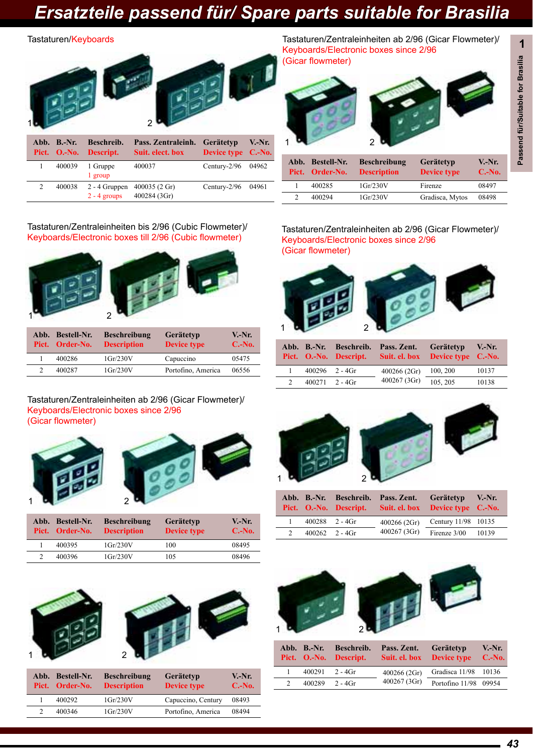# Ersatzteile passend für/ Spare parts suitable for Brasilia

## Tastaturen/Keyboards

| Abb. Pict. | B.-Nr. O.-No. | Beschreib. Descript. | Pass. Zentraleinh. Suit. elect. box | Gerätetyp Device type | V.-Nr. C.-No. |
|---|---|---|---|---|---|
| 1 | 400039 | 1 Gruppe 1 group | 400037 | Century-2/96 | 04962 |
| 2 | 400038 | 2 - 4 Gruppen 2 - 4 groups | 400035 (2 Gr) 400284 (3Gr) | Century-2/96 | 04961 |

## Tastaturen/Zentraleinheiten ab 2/96 (Gicar Flowmeter)/ Keyboards/Electronic boxes since 2/96 (Gicar flowmeter)

| Abb. Pict. | Bestell-Nr. Order-No. | Beschreibung Description | Gerätetyp Device type | V.-Nr. C.-No. |
|---|---|---|---|---|
| 1 | 400285 | 1Gr/230V | Firenze | 08497 |
| 2 | 400294 | 1Gr/230V | Gradisca, Mytos | 08498 |

## Tastaturen/Zentraleinheiten bis 2/96 (Cubic Flowmeter)/ Keyboards/Electronic boxes till 2/96 (Cubic flowmeter)

| Abb. Pict. | Bestell-Nr. Order-No. | Beschreibung Description | Gerätetyp Device type | V.-Nr. C.-No. |
|---|---|---|---|---|
| 1 | 400286 | 1Gr/230V | Capuccino | 05475 |
| 2 | 400287 | 1Gr/230V | Portofino, America | 06556 |

## Tastaturen/Zentraleinheiten ab 2/96 (Gicar Flowmeter)/ Keyboards/Electronic boxes since 2/96 (Gicar flowmeter)

| Abb. Pict. | Bestell-Nr. Order-No. | Beschreibung Description | Gerätetyp Device type | V.-Nr. C.-No. |
|---|---|---|---|---|
| 1 | 400395 | 1Gr/230V | 100 | 08495 |
| 2 | 400396 | 1Gr/230V | 105 | 08496 |

| Abb. Pict. | Bestell-Nr. Order-No. | Beschreibung Description | Gerätetyp Device type | V.-Nr. C.-No. |
|---|---|---|---|---|
| 1 | 400292 | 1Gr/230V | Capuccino, Century | 08493 |
| 2 | 400346 | 1Gr/230V | Portofino, America | 08494 |

## Tastaturen/Zentraleinheiten ab 2/96 (Gicar Flowmeter)/ Keyboards/Electronic boxes since 2/96 (Gicar flowmeter)

| Abb. Pict. | B.-Nr. O.-No. | Beschreib. Descript. | Pass. Zent. Suit. el. box | Gerätetyp Device type | V.-Nr. C.-No. |
|---|---|---|---|---|---|
| 1 | 400296 | 2 - 4Gr | 400266 (2Gr) 400267 (3Gr) | 100, 200 | 10137 |
| 2 | 400271 | 2 - 4Gr | | 105, 205 | 10138 |

| Abb. Pict. | B.-Nr. O.-No. | Beschreib. Descript. | Pass. Zent. Suit. el. box | Gerätetyp Device type | V.-Nr. C.-No. |
|---|---|---|---|---|---|
| 1 | 400288 | 2 - 4Gr | 400266 (2Gr) 400267 (3Gr) | Century 11/98 | 10135 |
| 2 | 400262 | 2 - 4Gr | | Firenze 3/00 | 10139 |

| Abb. Pict. | B.-Nr. O.-No. | Beschreib. Descript. | Pass. Zent. Suit. el. box | Gerätetyp Device type | V.-Nr. C.-No. |
|---|---|---|---|---|---|
| 1 | 400291 | 2 - 4Gr | 400266 (2Gr) 400267 (3Gr) | Gradisca 11/98 | 10136 |
| 2 | 400289 | 2 - 4Gr | | Portofino 11/98 | 09954 |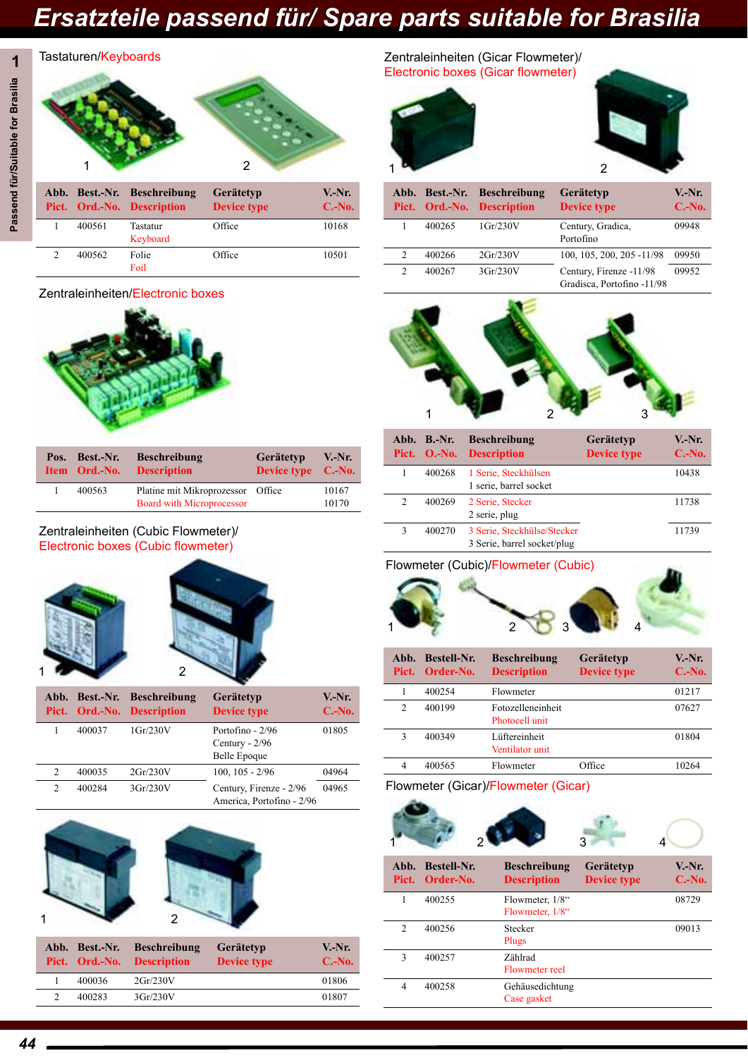# Ersatzteile passend für/ Spare parts suitable for Brasilia

## Tastaturen/Keyboards

| Abb. Pict. | Best.-Nr. Ord.-No. | Beschreibung Description | Gerätetyp Device type | V.-Nr. C.-No. |
|---|---|---|---|---|
| 1 | 400561 | Tastatur Keyboard | Office | 10168 |
| 2 | 400562 | Folie Foil | Office | 10501 |

## Zentraleinheiten/Electronic boxes

| Pos. Item | Best.-Nr. Ord.-No. | Beschreibung Description | Gerätetyp Device type | V.-Nr. C.-No. |
|---|---|---|---|---|
| 1 | 400563 | Platine mit Mikroprozessor Board with Microprocessor | Office | 10167 10170 |

## Zentraleinheiten (Cubic Flowmeter)/ Electronic boxes (Cubic flowmeter)

| Abb. Pict. | Best.-Nr. Ord.-No. | Beschreibung Description | Gerätetyp Device type | V.-Nr. C.-No. |
|---|---|---|---|---|
| 1 | 400037 | 1Gr/230V | Portofino - 2/96 Century - 2/96 Belle Epoque | 01805 |
| 2 | 400035 | 2Gr/230V | 100, 105 - 2/96 | 04964 |
| 2 | 400284 | 3Gr/230V | Century, Firenze - 2/96 America, Portofino - 2/96 | 04965 |

| Abb. Pict. | Best.-Nr. Ord.-No. | Beschreibung Description | Gerätetyp Device type | V.-Nr. C.-No. |
|---|---|---|---|---|
| 1 | 400036 | 2Gr/230V | | 01806 |
| 2 | 400283 | 3Gr/230V | | 01807 |

## Zentraleinheiten (Gicar Flowmeter)/ Electronic boxes (Gicar flowmeter)

| Abb. Pict. | Best.-Nr. Ord.-No. | Beschreibung Description | Gerätetyp Device type | V.-Nr. C.-No. |
|---|---|---|---|---|
| 1 | 400265 | 1Gr/230V | Century, Gradica, Portofino | 09948 |
| 2 | 400266 | 2Gr/230V | 100, 105, 200, 205 -11/98 | 09950 |
| 2 | 400267 | 3Gr/230V | Century, Firenze -11/98 Gradisca, Portofino -11/98 | 09952 |

| Abb. Pict. | B.-Nr. O.-No. | Beschreibung Description | Gerätetyp Device type | V.-Nr. C.-No. |
|---|---|---|---|---|
| 1 | 400268 | 1 Serie, Steckhülsen 1 serie, barrel socket | | 10438 |
| 2 | 400269 | 2 Serie, Stecker 2 serie, plug | | 11738 |
| 3 | 400270 | 3 Serie, Steckhülse/Stecker 3 Serie, barrel socket/plug | | 11739 |

## Flowmeter (Cubic)/Flowmeter (Cubic)

| Abb. Pict. | Bestell-Nr. Order-No. | Beschreibung Description | Gerätetyp Device type | V.-Nr. C.-No. |
|---|---|---|---|---|
| 1 | 400254 | Flowmeter | | 01217 |
| 2 | 400199 | Fotozelleneinheit Photocell unit | | 07627 |
| 3 | 400349 | Lüftereinheit Ventilator unit | | 01804 |
| 4 | 400565 | Flowmeter | Office | 10264 |

## Flowmeter (Gicar)/Flowmeter (Gicar)

| Abb. Pict. | Bestell-Nr. Order-No. | Beschreibung Description | Gerätetyp Device type | V.-Nr. C.-No. |
|---|---|---|---|---|
| 1 | 400255 | Flowmeter, 1/8“ Flowmeter, 1/8“ | | 08729 |
| 2 | 400256 | Stecker Plugs | | 09013 |
| 3 | 400257 | Zählrad Flowmeter reel | | |
| 4 | 400258 | Gehäusedichtung Case gasket | | |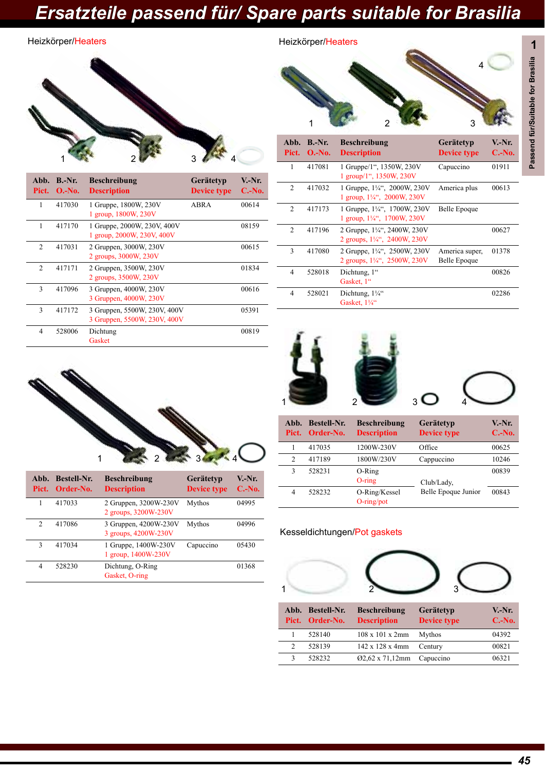# Ersatzteile passend für/ Spare parts suitable for Brasilia

## Heizkörper/Heaters

| Abb. Pict. | B.-Nr. O.-No. | Beschreibung Description | Gerätetyp Device type | V.-Nr. C.-No. |
|---|---|---|---|---|
| 1 | 417030 | 1 Gruppe, 1800W, 230V<br>1 group, 1800W, 230V | ABRA | 00614 |
| 1 | 417170 | 1 Gruppe, 2000W, 230V, 400V<br>1 group, 2000W, 230V, 400V | | 08159 |
| 2 | 417031 | 2 Gruppen, 3000W, 230V<br>2 groups, 3000W, 230V | | 00615 |
| 2 | 417171 | 2 Gruppen, 3500W, 230V<br>2 groups, 3500W, 230V | | 01834 |
| 3 | 417096 | 3 Gruppen, 4000W, 230V<br>3 Gruppen, 4000W, 230V | | 00616 |
| 3 | 417172 | 3 Gruppen, 5500W, 230V, 400V<br>3 Gruppen, 5500W, 230V, 400V | | 05391 |
| 4 | 528006 | Dichtung<br>Gasket | | 00819 |

| Abb. Pict. | Bestell-Nr. Order-No. | Beschreibung Description | Gerätetyp Device type | V.-Nr. C.-No. |
|---|---|---|---|---|
| 1 | 417033 | 2 Gruppen, 3200W-230V<br>2 groups, 3200W-230V | Mythos | 04995 |
| 2 | 417086 | 3 Gruppen, 4200W-230V<br>3 groups, 4200W-230V | Mythos | 04996 |
| 3 | 417034 | 1 Gruppe, 1400W-230V<br>1 group, 1400W-230V | Capuccino | 05430 |
| 4 | 528230 | Dichtung, O-Ring<br>Gasket, O-ring | | 01368 |

## Heizkörper/Heaters

| Abb. Pict. | B.-Nr. O.-No. | Beschreibung Description | Gerätetyp Device type | V.-Nr. C.-No. |
|---|---|---|---|---|
| 1 | 417081 | 1 Gruppe/1“, 1350W, 230V<br>1 group/1“, 1350W, 230V | Capuccino | 01911 |
| 2 | 417032 | 1 Gruppe, 1¼“, 2000W, 230V<br>1 group, 1¼“, 2000W, 230V | America plus | 00613 |
| 2 | 417173 | 1 Gruppe, 1¼“, 1700W, 230V<br>1 group, 1¼“, 1700W, 230V | Belle Epoque | |
| 2 | 417196 | 2 Gruppe, 1¼“, 2400W, 230V<br>2 groups, 1¼“, 2400W, 230V | | 00627 |
| 3 | 417080 | 2 Gruppe, 1¼“, 2500W, 230V<br>2 groups, 1¼“, 2500W, 230V | America super, Belle Epoque | 01378 |
| 4 | 528018 | Dichtung, 1“<br>Gasket, 1“ | | 00826 |
| 4 | 528021 | Dichtung, 1¼“<br>Gasket, 1¼“ | | 02286 |

| Abb. Pict. | Bestell-Nr. Order-No. | Beschreibung Description | Gerätetyp Device type | V.-Nr. C.-No. |
|---|---|---|---|---|
| 1 | 417035 | 1200W-230V | Office | 00625 |
| 2 | 417189 | 1800W/230V | Cappuccino | 10246 |
| 3 | 528231 | O-Ring<br>O-ring | Club/Lady, Belle Epoque Junior | 00839 |
| 4 | 528232 | O-Ring/Kessel<br>O-ring/pot | Club/Lady, Belle Epoque Junior | 00843 |

## Kesseldichtungen/Pot gaskets

| Abb. Pict. | Bestell-Nr. Order-No. | Beschreibung Description | Gerätetyp Device type | V.-Nr. C.-No. |
|---|---|---|---|---|
| 1 | 528140 | 108 x 101 x 2mm | Mythos | 04392 |
| 2 | 528139 | 142 x 128 x 4mm | Century | 00821 |
| 3 | 528232 | Ø2,62 x 71,12mm | Capuccino | 06321 |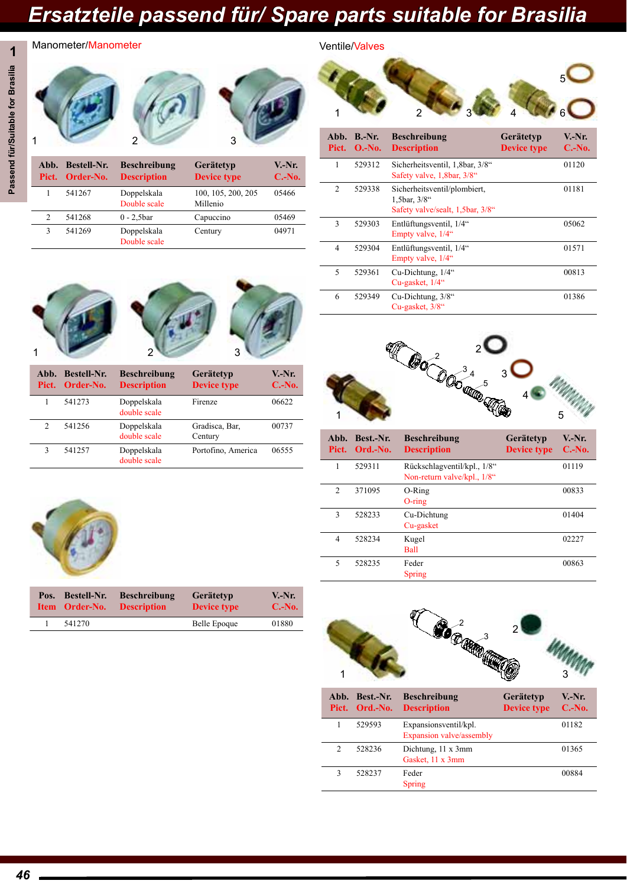# Ersatzteile passend für/ Spare parts suitable for Brasilia

## Manometer/Manometer

| Abb. Pict. | Bestell-Nr. Order-No. | Beschreibung Description | Gerätetyp Device type | V.-Nr. C.-No. |
|---|---|---|---|---|
| 1 | 541267 | Doppelskala Double scale | 100, 105, 200, 205 Millenio | 05466 |
| 2 | 541268 | 0 - 2,5bar | Capuccino | 05469 |
| 3 | 541269 | Doppelskala Double scale | Century | 04971 |

| Abb. Pict. | Bestell-Nr. Order-No. | Beschreibung Description | Gerätetyp Device type | V.-Nr. C.-No. |
|---|---|---|---|---|
| 1 | 541273 | Doppelskala double scale | Firenze | 06622 |
| 2 | 541256 | Doppelskala double scale | Gradisca, Bar, Century | 00737 |
| 3 | 541257 | Doppelskala double scale | Portofino, America | 06555 |

| Pos. Item | Bestell-Nr. Order-No. | Beschreibung Description | Gerätetyp Device type | V.-Nr. C.-No. |
|---|---|---|---|---|
| 1 | 541270 | | Belle Epoque | 01880 |

## Ventile/Valves

| Abb. Pict. | B.-Nr. O.-No. | Beschreibung Description | Gerätetyp Device type | V.-Nr. C.-No. |
|---|---|---|---|---|
| 1 | 529312 | Sicherheitsventil, 1,8bar, 3/8“ Safety valve, 1,8bar, 3/8“ | | 01120 |
| 2 | 529338 | Sicherheitsventil/plombiert, 1,5bar, 3/8“ Safety valve/sealt, 1,5bar, 3/8“ | | 01181 |
| 3 | 529303 | Entlüftungsventil, 1/4“ Empty valve, 1/4“ | | 05062 |
| 4 | 529304 | Entlüftungsventil, 1/4“ Empty valve, 1/4“ | | 01571 |
| 5 | 529361 | Cu-Dichtung, 1/4“ Cu-gasket, 1/4“ | | 00813 |
| 6 | 529349 | Cu-Dichtung, 3/8“ Cu-gasket, 3/8“ | | 01386 |

| Abb. Pict. | Best.-Nr. Ord.-No. | Beschreibung Description | Gerätetyp Device type | V.-Nr. C.-No. |
|---|---|---|---|---|
| 1 | 529311 | Rückschlagventil/kpl., 1/8“ Non-return valve/kpl., 1/8“ | | 01119 |
| 2 | 371095 | O-Ring O-ring | | 00833 |
| 3 | 528233 | Cu-Dichtung Cu-gasket | | 01404 |
| 4 | 528234 | Kugel Ball | | 02227 |
| 5 | 528235 | Feder Spring | | 00863 |

| Abb. Pict. | Best.-Nr. Ord.-No. | Beschreibung Description | Gerätetyp Device type | V.-Nr. C.-No. |
|---|---|---|---|---|
| 1 | 529593 | Expansionsventil/kpl. Expansion valve/assembly | | 01182 |
| 2 | 528236 | Dichtung, 11 x 3mm Gasket, 11 x 3mm | | 01365 |
| 3 | 528237 | Feder Spring | | 00884 |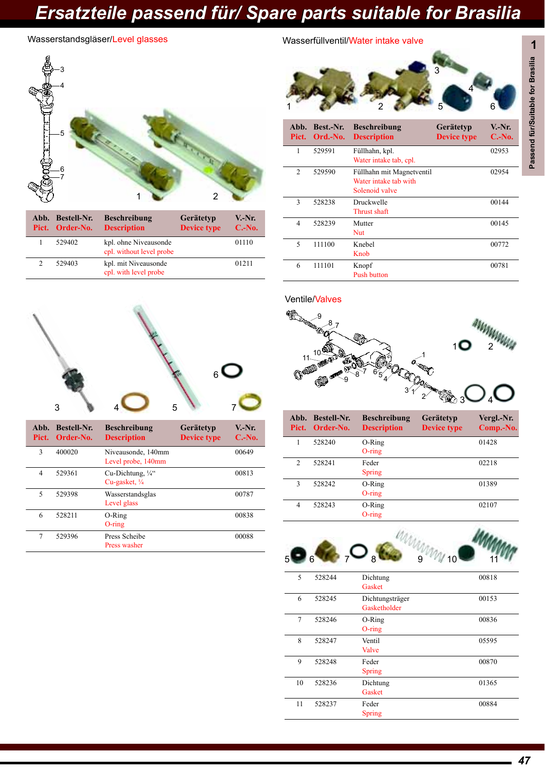# Ersatzteile passend für/ Spare parts suitable for Brasilia

## Wasserstandsgläser/Level glasses

| Abb. Pict. | Bestell-Nr. Order-No. | Beschreibung Description | Gerätetyp Device type | V.-Nr. C.-No. |
|---|---|---|---|---|
| 1 | 529402 | kpl. ohne Niveausonde cpl. without level probe | | 01110 |
| 2 | 529403 | kpl. mit Niveausonde cpl. with level probe | | 01211 |

| Abb. Pict. | Bestell-Nr. Order-No. | Beschreibung Description | Gerätetyp Device type | V.-Nr. C.-No. |
|---|---|---|---|---|
| 3 | 400020 | Niveausonde, 140mm Level probe, 140mm | | 00649 |
| 4 | 529361 | Cu-Dichtung, ¼" Cu-gasket, ¼ | | 00813 |
| 5 | 529398 | Wasserstandsglas Level glass | | 00787 |
| 6 | 528211 | O-Ring O-ring | | 00838 |
| 7 | 529396 | Press Scheibe Press washer | | 00088 |

## Wasserfüllventil/Water intake valve

| Abb. Pict. | Best.-Nr. Ord.-No. | Beschreibung Description | Gerätetyp Device type | V.-Nr. C.-No. |
|---|---|---|---|---|
| 1 | 529591 | Füllhahn, kpl. Water intake tab, cpl. | | 02953 |
| 2 | 529590 | Füllhahn mit Magnetventil Water intake tab with Solenoid valve | | 02954 |
| 3 | 528238 | Druckwelle Thrust shaft | | 00144 |
| 4 | 528239 | Mutter Nut | | 00145 |
| 5 | 111100 | Knebel Knob | | 00772 |
| 6 | 111101 | Knopf Push button | | 00781 |

## Ventile/Valves

| Abb. Pict. | Bestell-Nr. Order-No. | Beschreibung Description | Gerätetyp Device type | Vergl.-Nr. Comp.-No. |
|---|---|---|---|---|
| 1 | 528240 | O-Ring O-ring | | 01428 |
| 2 | 528241 | Feder Spring | | 02218 |
| 3 | 528242 | O-Ring O-ring | | 01389 |
| 4 | 528243 | O-Ring O-ring | | 02107 |
| 5 | 528244 | Dichtung Gasket | | 00818 |
| 6 | 528245 | Dichtungsträger Gasketholder | | 00153 |
| 7 | 528246 | O-Ring O-ring | | 00836 |
| 8 | 528247 | Ventil Valve | | 05595 |
| 9 | 528248 | Feder Spring | | 00870 |
| 10 | 528236 | Dichtung Gasket | | 01365 |
| 11 | 528237 | Feder Spring | | 00884 |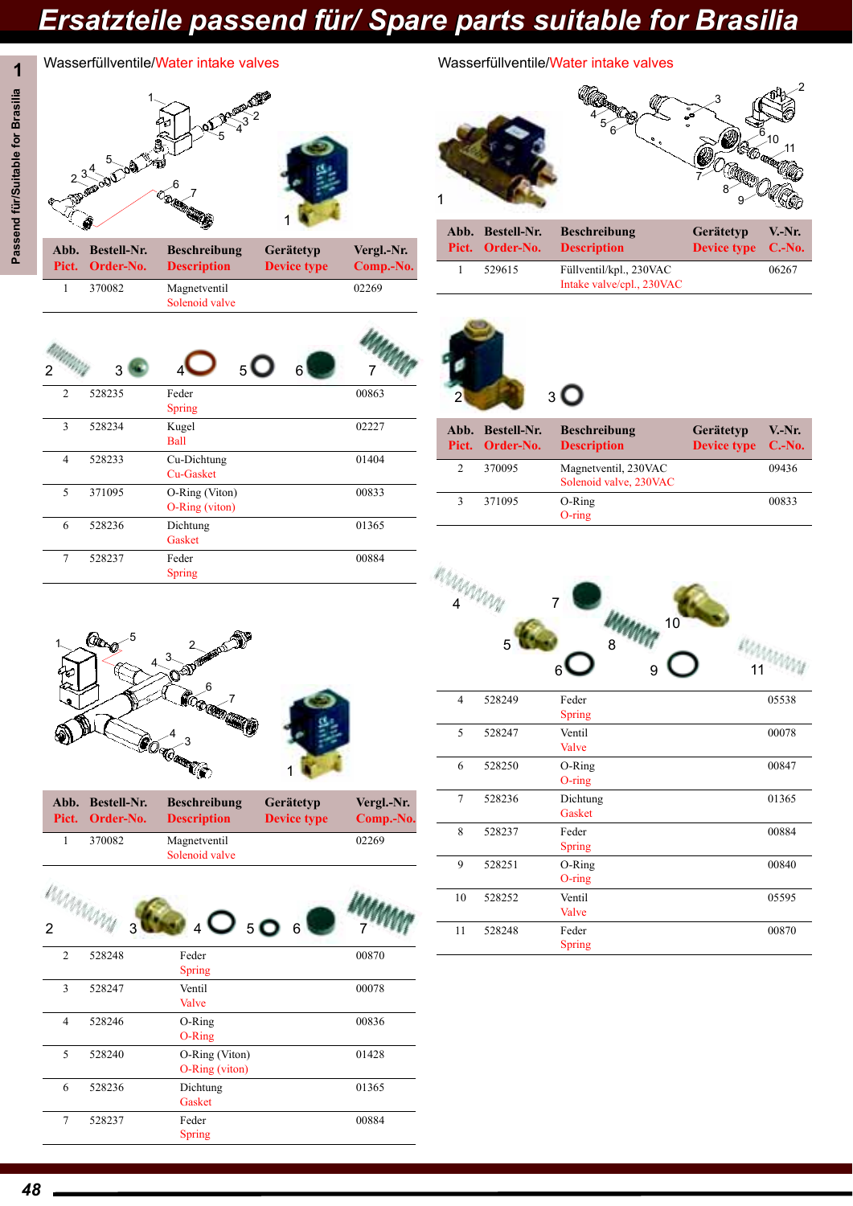# Ersatzteile passend für/ Spare parts suitable for Brasilia

## Wasserfüllventile/Water intake valves

| Abb. Pict. | Bestell-Nr. Order-No. | Beschreibung Description | Gerätetyp Device type | Vergl.-Nr. Comp.-No. |
|---|---|---|---|---|
| 1 | 370082 | Magnetventil Solenoid valve | | 02269 |

| Abb. Pict. | Bestell-Nr. Order-No. | Beschreibung Description | Gerätetyp Device type | Vergl.-Nr. Comp.-No. |
|---|---|---|---|---|
| 2 | 528235 | Feder Spring | | 00863 |
| 3 | 528234 | Kugel Ball | | 02227 |
| 4 | 528233 | Cu-Dichtung Cu-Gasket | | 01404 |
| 5 | 371095 | O-Ring (Viton) O-Ring (viton) | | 00833 |
| 6 | 528236 | Dichtung Gasket | | 01365 |
| 7 | 528237 | Feder Spring | | 00884 |

| Abb. Pict. | Bestell-Nr. Order-No. | Beschreibung Description | Gerätetyp Device type | Vergl.-Nr. Comp.-No. |
|---|---|---|---|---|
| 1 | 370082 | Magnetventil Solenoid valve | | 02269 |

| Abb. Pict. | Bestell-Nr. Order-No. | Beschreibung Description | Gerätetyp Device type | Vergl.-Nr. Comp.-No. |
|---|---|---|---|---|
| 2 | 528248 | Feder Spring | | 00870 |
| 3 | 528247 | Ventil Valve | | 00078 |
| 4 | 528246 | O-Ring O-Ring | | 00836 |
| 5 | 528240 | O-Ring (Viton) O-Ring (viton) | | 01428 |
| 6 | 528236 | Dichtung Gasket | | 01365 |
| 7 | 528237 | Feder Spring | | 00884 |

## Wasserfüllventile/Water intake valves

| Abb. Pict. | Bestell-Nr. Order-No. | Beschreibung Description | Gerätetyp Device type | V.-Nr. C.-No. |
|---|---|---|---|---|
| 1 | 529615 | Füllventil/kpl., 230VAC Intake valve/cpl., 230VAC | | 06267 |

| Abb. Pict. | Bestell-Nr. Order-No. | Beschreibung Description | Gerätetyp Device type | V.-Nr. C.-No. |
|---|---|---|---|---|
| 2 | 370095 | Magnetventil, 230VAC Solenoid valve, 230VAC | | 09436 |
| 3 | 371095 | O-Ring O-ring | | 00833 |

| Abb. Pict. | Bestell-Nr. Order-No. | Beschreibung Description | Gerätetyp Device type | V.-Nr. C.-No. |
|---|---|---|---|---|
| 4 | 528249 | Feder Spring | | 05538 |
| 5 | 528247 | Ventil Valve | | 00078 |
| 6 | 528250 | O-Ring O-ring | | 00847 |
| 7 | 528236 | Dichtung Gasket | | 01365 |
| 8 | 528237 | Feder Spring | | 00884 |
| 9 | 528251 | O-Ring O-ring | | 00840 |
| 10 | 528252 | Ventil Valve | | 05595 |
| 11 | 528248 | Feder Spring | | 00870 |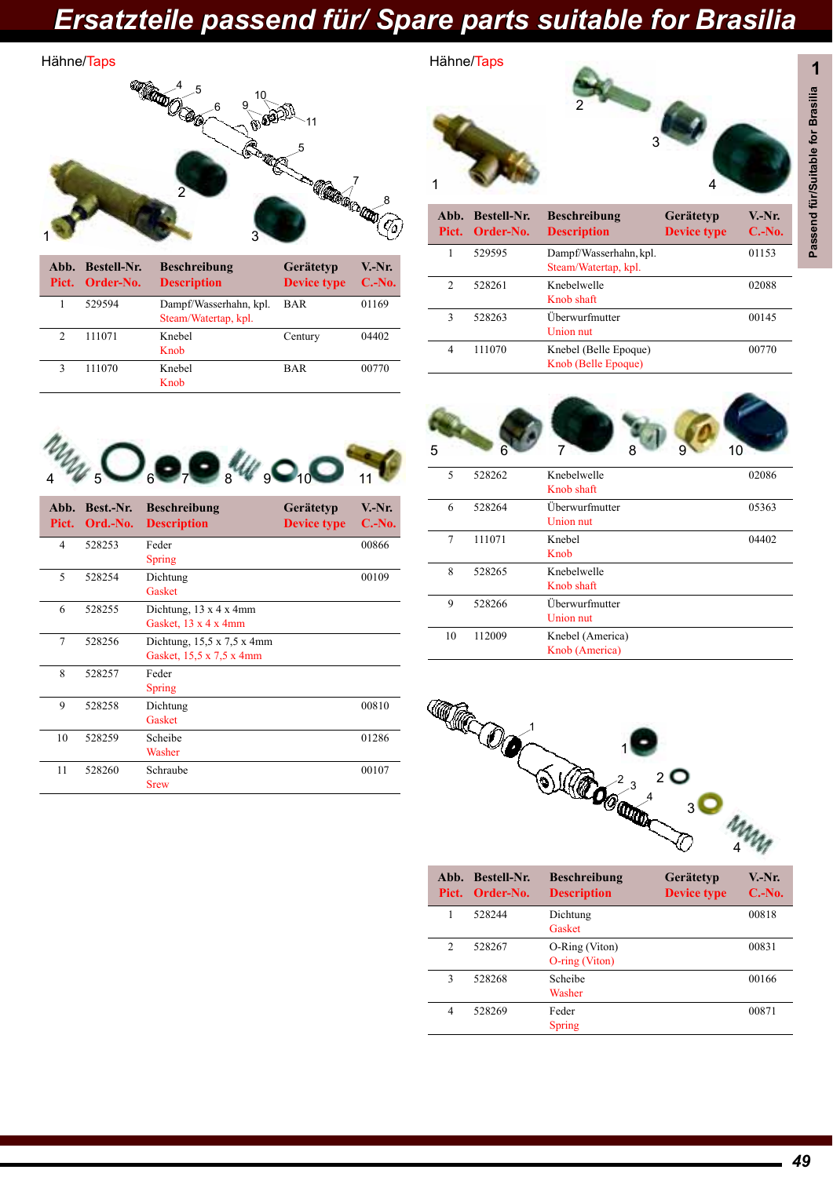# Ersatzteile passend für/ Spare parts suitable for Brasilia

## Hähne/Taps

| Abb. Pict. | Bestell-Nr. Order-No. | Beschreibung Description | Gerätetyp Device type | V.-Nr. C.-No. |
|---|---|---|---|---|
| 1 | 529594 | Dampf/Wasserhahn, kpl. Steam/Watertap, kpl. | BAR | 01169 |
| 2 | 111071 | Knebel Knob | Century | 04402 |
| 3 | 111070 | Knebel Knob | BAR | 00770 |

| Abb. Pict. | Best.-Nr. Ord.-No. | Beschreibung Description | Gerätetyp Device type | V.-Nr. C.-No. |
|---|---|---|---|---|
| 4 | 528253 | Feder Spring | | 00866 |
| 5 | 528254 | Dichtung Gasket | | 00109 |
| 6 | 528255 | Dichtung, 13 x 4 x 4mm Gasket, 13 x 4 x 4mm | | |
| 7 | 528256 | Dichtung, 15,5 x 7,5 x 4mm Gasket, 15,5 x 7,5 x 4mm | | |
| 8 | 528257 | Feder Spring | | |
| 9 | 528258 | Dichtung Gasket | | 00810 |
| 10 | 528259 | Scheibe Washer | | 01286 |
| 11 | 528260 | Schraube Srew | | 00107 |

## Hähne/Taps

| Abb. Pict. | Bestell-Nr. Order-No. | Beschreibung Description | Gerätetyp Device type | V.-Nr. C.-No. |
|---|---|---|---|---|
| 1 | 529595 | Dampf/Wasserhahn, kpl. Steam/Watertap, kpl. | | 01153 |
| 2 | 528261 | Knebelwelle Knob shaft | | 02088 |
| 3 | 528263 | Überwurfmutter Union nut | | 00145 |
| 4 | 111070 | Knebel (Belle Epoque) Knob (Belle Epoque) | | 00770 |
| 5 | 528262 | Knebelwelle Knob shaft | | 02086 |
| 6 | 528264 | Überwurfmutter Union nut | | 05363 |
| 7 | 111071 | Knebel Knob | | 04402 |
| 8 | 528265 | Knebelwelle Knob shaft | | |
| 9 | 528266 | Überwurfmutter Union nut | | |
| 10 | 112009 | Knebel (America) Knob (America) | | |

| Abb. Pict. | Bestell-Nr. Order-No. | Beschreibung Description | Gerätetyp Device type | V.-Nr. C.-No. |
|---|---|---|---|---|
| 1 | 528244 | Dichtung Gasket | | 00818 |
| 2 | 528267 | O-Ring (Viton) O-ring (Viton) | | 00831 |
| 3 | 528268 | Scheibe Washer | | 00166 |
| 4 | 528269 | Feder Spring | | 00871 |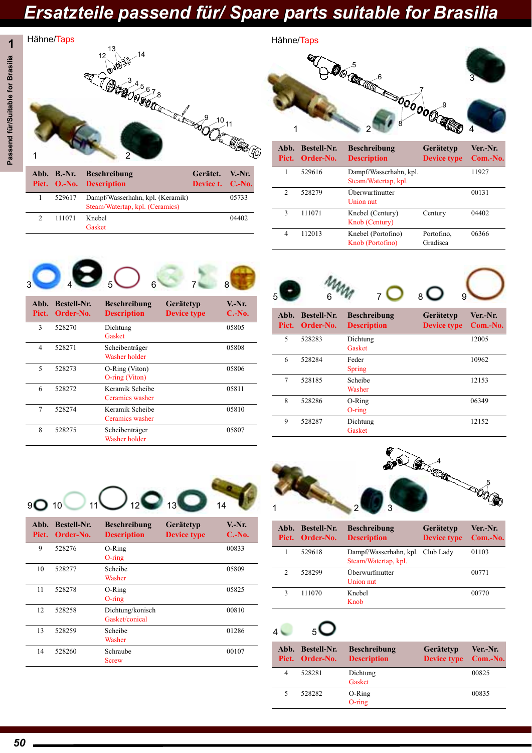# Ersatzteile passend für/ Spare parts suitable for Brasilia

## Hähne/Taps

| Abb. Pict. | B.-Nr. O.-No. | Beschreibung Description | Gerätet. Device t. | V.-Nr. C.-No. |
|---|---|---|---|---|
| 1 | 529617 | Dampf/Wasserhahn, kpl. (Keramik) Steam/Watertap, kpl. (Ceramics) | | 05733 |
| 2 | 111071 | Knebel Gasket | | 04402 |

| Abb. Pict. | Bestell-Nr. Order-No. | Beschreibung Description | Gerätetyp Device type | V.-Nr. C.-No. |
|---|---|---|---|---|
| 3 | 528270 | Dichtung Gasket | | 05805 |
| 4 | 528271 | Scheibenträger Washer holder | | 05808 |
| 5 | 528273 | O-Ring (Viton) O-ring (Viton) | | 05806 |
| 6 | 528272 | Keramik Scheibe Ceramics washer | | 05811 |
| 7 | 528274 | Keramik Scheibe Ceramics washer | | 05810 |
| 8 | 528275 | Scheibenträger Washer holder | | 05807 |

| Abb. Pict. | Bestell-Nr. Order-No. | Beschreibung Description | Gerätetyp Device type | V.-Nr. C.-No. |
|---|---|---|---|---|
| 9 | 528276 | O-Ring O-ring | | 00833 |
| 10 | 528277 | Scheibe Washer | | 05809 |
| 11 | 528278 | O-Ring O-ring | | 05825 |
| 12 | 528258 | Dichtung/konisch Gasket/conical | | 00810 |
| 13 | 528259 | Scheibe Washer | | 01286 |
| 14 | 528260 | Schraube Screw | | 00107 |

## Hähne/Taps

| Abb. Pict. | Bestell-Nr. Order-No. | Beschreibung Description | Gerätetyp Device type | Ver.-Nr. Com.-No. |
|---|---|---|---|---|
| 1 | 529616 | Dampf/Wasserhahn, kpl. Steam/Watertap, kpl. | | 11927 |
| 2 | 528279 | Überwurfmutter Union nut | | 00131 |
| 3 | 111071 | Knebel (Century) Knob (Century) | Century | 04402 |
| 4 | 112013 | Knebel (Portofino) Knob (Portofino) | Portofino, Gradisca | 06366 |

| Abb. Pict. | Bestell-Nr. Order-No. | Beschreibung Description | Gerätetyp Device type | Ver.-Nr. Com.-No. |
|---|---|---|---|---|
| 5 | 528283 | Dichtung Gasket | | 12005 |
| 6 | 528284 | Feder Spring | | 10962 |
| 7 | 528185 | Scheibe Washer | | 12153 |
| 8 | 528286 | O-Ring O-ring | | 06349 |
| 9 | 528287 | Dichtung Gasket | | 12152 |

| Abb. Pict. | Bestell-Nr. Order-No. | Beschreibung Description | Gerätetyp Device type | Ver.-Nr. Com.-No. |
|---|---|---|---|---|
| 1 | 529618 | Dampf/Wasserhahn, kpl. Steam/Watertap, kpl. | Club Lady | 01103 |
| 2 | 528299 | Überwurfmutter Union nut | | 00771 |
| 3 | 111070 | Knebel Knob | | 00770 |

| Abb. Pict. | Bestell-Nr. Order-No. | Beschreibung Description | Gerätetyp Device type | Ver.-Nr. Com.-No. |
|---|---|---|---|---|
| 4 | 528281 | Dichtung Gasket | | 00825 |
| 5 | 528282 | O-Ring O-ring | | 00835 |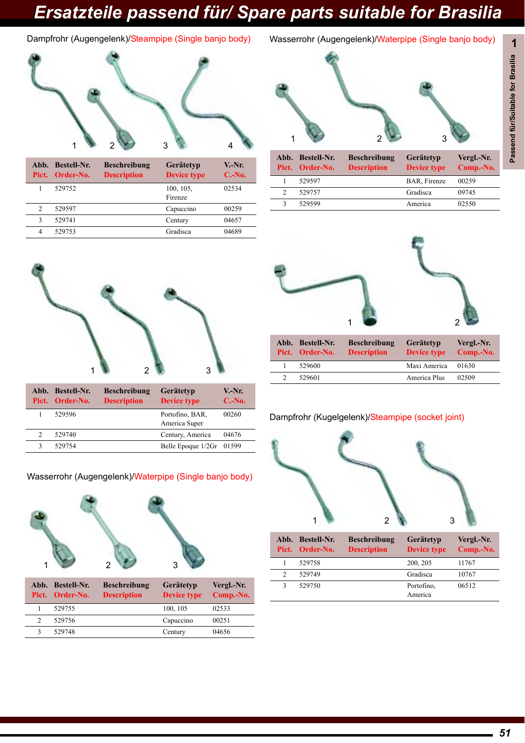# Ersatzteile passend für/ Spare parts suitable for Brasilia

Passend für/Suitable for Brasilia

## Dampfrohr (Augengelenk)/Steampipe (Single banjo body)

| Abb. Pict. | Bestell-Nr. Order-No. | Beschreibung Description | Gerätetyp Device type | V.-Nr. C.-No. |
|---|---|---|---|---|
| 1 | 529752 | | 100, 105, Firenze | 02534 |
| 2 | 529597 | | Capuccino | 00259 |
| 3 | 529741 | | Century | 04657 |
| 4 | 529753 | | Gradisca | 04689 |

| Abb. Pict. | Bestell-Nr. Order-No. | Beschreibung Description | Gerätetyp Device type | V.-Nr. C.-No. |
|---|---|---|---|---|
| 1 | 529596 | | Portofino, BAR, America Super | 00260 |
| 2 | 529740 | | Century, America | 04676 |
| 3 | 529754 | | Belle Epoque 1/2Gr | 01599 |

## Wasserrohr (Augengelenk)/Waterpipe (Single banjo body)

| Abb. Pict. | Bestell-Nr. Order-No. | Beschreibung Description | Gerätetyp Device type | Vergl.-Nr. Comp.-No. |
|---|---|---|---|---|
| 1 | 529755 | | 100, 105 | 02533 |
| 2 | 529756 | | Capuccino | 00251 |
| 3 | 529748 | | Century | 04656 |

## Wasserrohr (Augengelenk)/Waterpipe (Single banjo body)

| Abb. Pict. | Bestell-Nr. Order-No. | Beschreibung Description | Gerätetyp Device type | Vergl.-Nr. Comp.-No. |
|---|---|---|---|---|
| 1 | 529597 | | BAR, Firenze | 00259 |
| 2 | 529757 | | Gradisca | 09745 |
| 3 | 529599 | | America | 02550 |

| Abb. Pict. | Bestell-Nr. Order-No. | Beschreibung Description | Gerätetyp Device type | Vergl.-Nr. Comp.-No. |
|---|---|---|---|---|
| 1 | 529600 | | Maxi America | 01630 |
| 2 | 529601 | | America Plus | 02509 |

## Dampfrohr (Kugelgelenk)/Steampipe (socket joint)

| Abb. Pict. | Bestell-Nr. Order-No. | Beschreibung Description | Gerätetyp Device type | Vergl.-Nr. Comp.-No. |
|---|---|---|---|---|
| 1 | 529758 | | 200, 205 | 11767 |
| 2 | 529749 | | Gradisca | 10767 |
| 3 | 529750 | | Portofino, America | 06512 |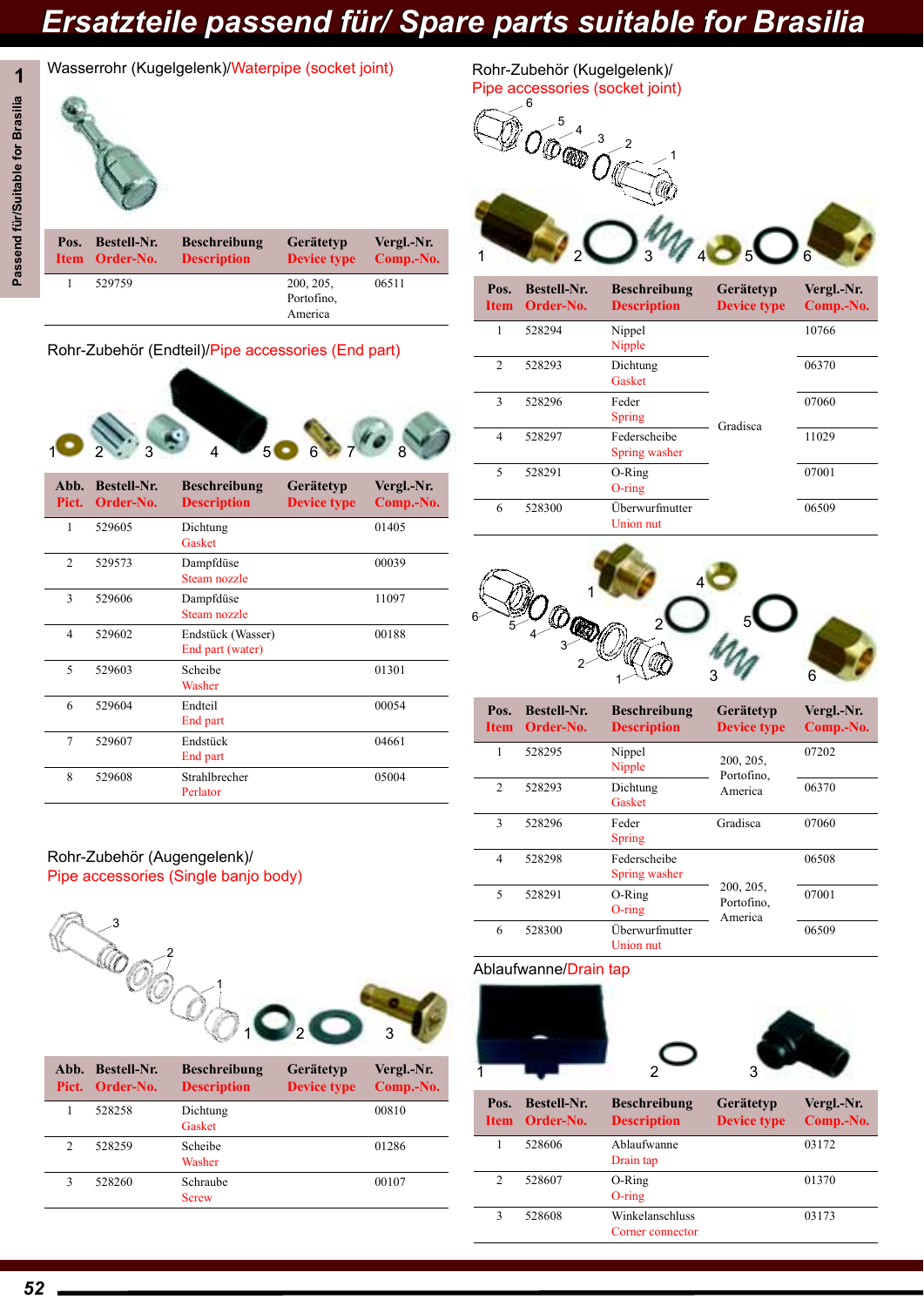# Ersatzteile passend für/ Spare parts suitable for Brasilia

## Wasserrohr (Kugelgelenk)/Waterpipe (socket joint)

| Pos. Item | Bestell-Nr. Order-No. | Beschreibung Description | Gerätetyp Device type | Vergl.-Nr. Comp.-No. |
|---|---|---|---|---|
| 1 | 529759 | | 200, 205, Portofino, America | 06511 |

## Rohr-Zubehör (Endteil)/Pipe accessories (End part)

| Abb. Pict. | Bestell-Nr. Order-No. | Beschreibung Description | Gerätetyp Device type | Vergl.-Nr. Comp.-No. |
|---|---|---|---|---|
| 1 | 529605 | Dichtung Gasket | | 01405 |
| 2 | 529573 | Dampfdüse Steam nozzle | | 00039 |
| 3 | 529606 | Dampfdüse Steam nozzle | | 11097 |
| 4 | 529602 | Endstück (Wasser) End part (water) | | 00188 |
| 5 | 529603 | Scheibe Washer | | 01301 |
| 6 | 529604 | Endteil End part | | 00054 |
| 7 | 529607 | Endstück End part | | 04661 |
| 8 | 529608 | Strahlbrecher Perlator | | 05004 |

## Rohr-Zubehör (Augengelenk)/ Pipe accessories (Single banjo body)

| Abb. Pict. | Bestell-Nr. Order-No. | Beschreibung Description | Gerätetyp Device type | Vergl.-Nr. Comp.-No. |
|---|---|---|---|---|
| 1 | 528258 | Dichtung Gasket | | 00810 |
| 2 | 528259 | Scheibe Washer | | 01286 |
| 3 | 528260 | Schraube Screw | | 00107 |

## Rohr-Zubehör (Kugelgelenk)/ Pipe accessories (socket joint)

| Pos. Item | Bestell-Nr. Order-No. | Beschreibung Description | Gerätetyp Device type | Vergl.-Nr. Comp.-No. |
|---|---|---|---|---|
| 1 | 528294 | Nippel Nipple | Gradisca | 10766 |
| 2 | 528293 | Dichtung Gasket | Gradisca | 06370 |
| 3 | 528296 | Feder Spring | Gradisca | 07060 |
| 4 | 528297 | Federscheibe Spring washer | Gradisca | 11029 |
| 5 | 528291 | O-Ring O-ring | Gradisca | 07001 |
| 6 | 528300 | Überwurfmutter Union nut | Gradisca | 06509 |

| Pos. Item | Bestell-Nr. Order-No. | Beschreibung Description | Gerätetyp Device type | Vergl.-Nr. Comp.-No. |
|---|---|---|---|---|
| 1 | 528295 | Nippel Nipple | 200, 205, Portofino, America | 07202 |
| 2 | 528293 | Dichtung Gasket | 200, 205, Portofino, America | 06370 |
| 3 | 528296 | Feder Spring | Gradisca | 07060 |
| 4 | 528298 | Federscheibe Spring washer | 200, 205, Portofino, America | 06508 |
| 5 | 528291 | O-Ring O-ring | 200, 205, Portofino, America | 07001 |
| 6 | 528300 | Überwurfmutter Union nut | 200, 205, Portofino, America | 06509 |

## Ablaufwanne/Drain tap

| Pos. Item | Bestell-Nr. Order-No. | Beschreibung Description | Gerätetyp Device type | Vergl.-Nr. Comp.-No. |
|---|---|---|---|---|
| 1 | 528606 | Ablaufwanne Drain tap | | 03172 |
| 2 | 528607 | O-Ring O-ring | | 01370 |
| 3 | 528608 | Winkelanschluss Corner connector | | 03173 |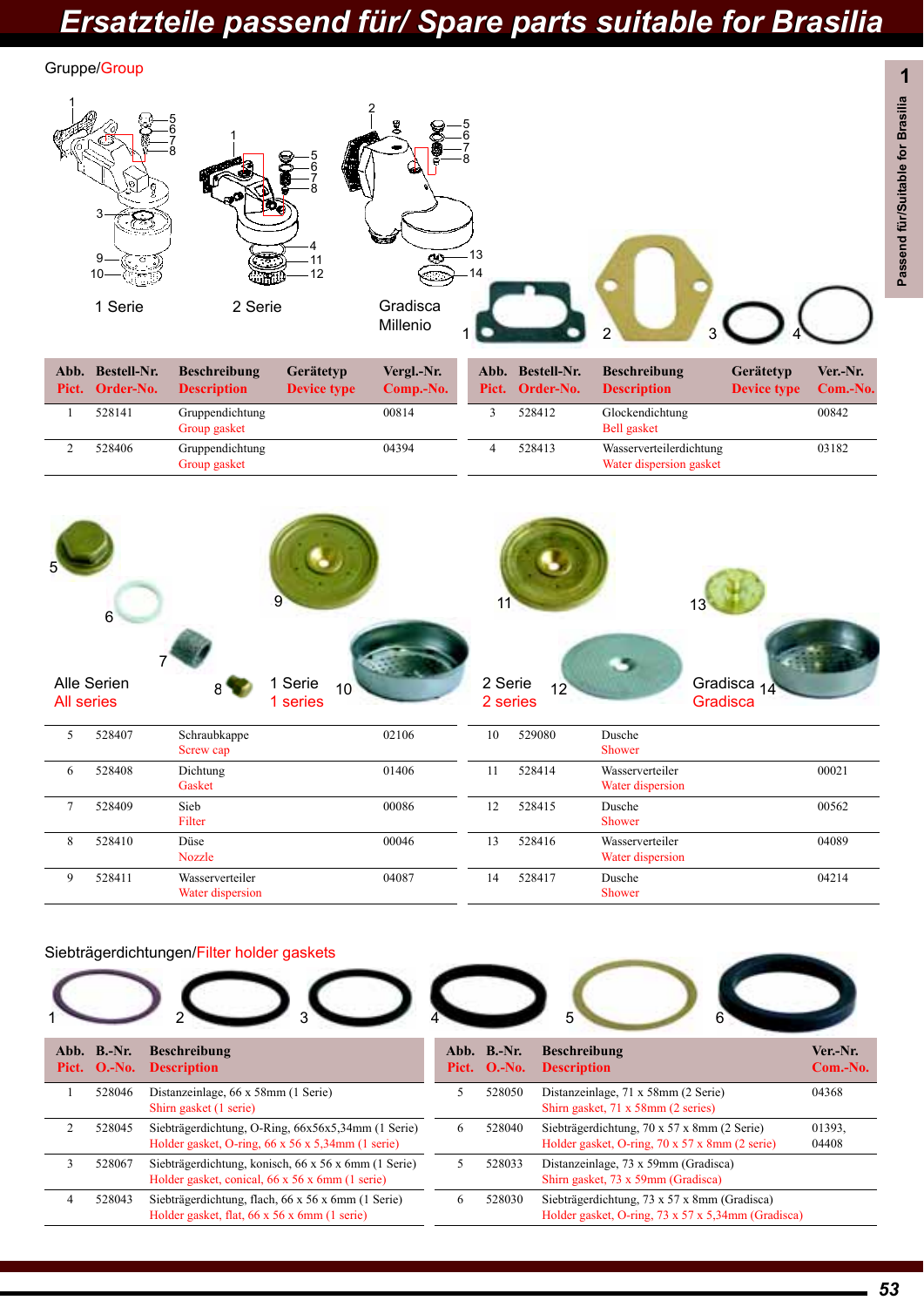# Ersatzteile passend für/ Spare parts suitable for Brasilia

## Gruppe/Group

1 Serie — 2 Serie — Gradisca Millenio

| Abb. Pict. | Bestell-Nr. Order-No. | Beschreibung Description | Gerätetyp Device type | Vergl.-Nr. Comp.-No. |
|---|---|---|---|---|
| 1 | 528141 | Gruppendichtung<br>Group gasket | | 00814 |
| 2 | 528406 | Gruppendichtung<br>Group gasket | | 04394 |
| 3 | 528412 | Glockendichtung<br>Bell gasket | | 00842 |
| 4 | 528413 | Wasserverteilerdichtung<br>Water dispersion gasket | | 03182 |

Alle Serien / All series — 1 Serie / 1 series — 2 Serie / 2 series — Gradisca / Gradisca

| Abb. Pict. | Bestell-Nr. Order-No. | Beschreibung Description | Gerätetyp Device type | Vergl.-Nr. Comp.-No. |
|---|---|---|---|---|
| 5 | 528407 | Schraubkappe<br>Screw cap | | 02106 |
| 6 | 528408 | Dichtung<br>Gasket | | 01406 |
| 7 | 528409 | Sieb<br>Filter | | 00086 |
| 8 | 528410 | Düse<br>Nozzle | | 00046 |
| 9 | 528411 | Wasserverteiler<br>Water dispersion | | 04087 |
| 10 | 529080 | Dusche<br>Shower | | |
| 11 | 528414 | Wasserverteiler<br>Water dispersion | | 00021 |
| 12 | 528415 | Dusche<br>Shower | | 00562 |
| 13 | 528416 | Wasserverteiler<br>Water dispersion | | 04089 |
| 14 | 528417 | Dusche<br>Shower | | 04214 |

## Siebträgerdichtungen/Filter holder gaskets

| Abb. Pict. | B.-Nr. O.-No. | Beschreibung Description | Ver.-Nr. Com.-No. |
|---|---|---|---|
| 1 | 528046 | Distanzeinlage, 66 x 58mm (1 Serie)<br>Shirn gasket (1 serie) | |
| 2 | 528045 | Siebträgerdichtung, O-Ring, 66x56x5,34mm (1 Serie)<br>Holder gasket, O-ring, 66 x 56 x 5,34mm (1 serie) | |
| 3 | 528067 | Siebträgerdichtung, konisch, 66 x 56 x 6mm (1 Serie)<br>Holder gasket, conical, 66 x 56 x 6mm (1 serie) | |
| 4 | 528043 | Siebträgerdichtung, flach, 66 x 56 x 6mm (1 Serie)<br>Holder gasket, flat, 66 x 56 x 6mm (1 serie) | |
| 5 | 528050 | Distanzeinlage, 71 x 58mm (2 Serie)<br>Shirn gasket, 71 x 58mm (2 series) | 04368 |
| 6 | 528040 | Siebträgerdichtung, O-Ring, 70 x 57 x 8mm (2 Serie)<br>Holder gasket, O-ring, 70 x 57 x 8mm (2 serie) | 01393,<br>04408 |
| 5 | 528033 | Distanzeinlage, 73 x 59mm (Gradisca)<br>Shirn gasket, 73 x 59mm (Gradisca) | |
| 6 | 528030 | Siebträgerdichtung, O-Ring, 73 x 57 x 8mm (Gradisca)<br>Holder gasket, O-ring, 73 x 57 x 5,34mm (Gradisca) | |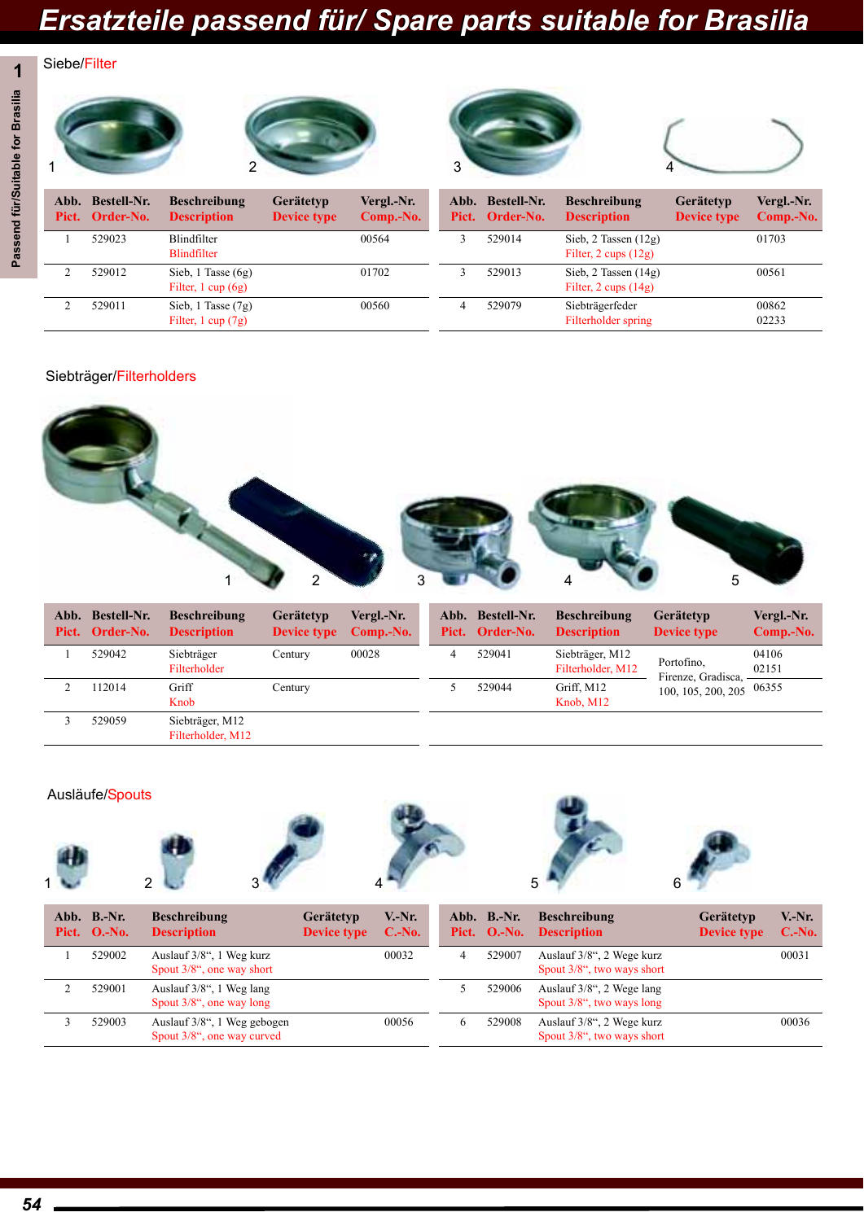# Ersatzteile passend für/ Spare parts suitable for Brasilia

## Siebe/Filter

| Abb. Pict. | Bestell-Nr. Order-No. | Beschreibung Description | Gerätetyp Device type | Vergl.-Nr. Comp.-No. |
|---|---|---|---|---|
| 1 | 529023 | Blindfilter Blindfilter | | 00564 |
| 2 | 529012 | Sieb, 1 Tasse (6g) Filter, 1 cup (6g) | | 01702 |
| 2 | 529011 | Sieb, 1 Tasse (7g) Filter, 1 cup (7g) | | 00560 |
| 3 | 529014 | Sieb, 2 Tassen (12g) Filter, 2 cups (12g) | | 01703 |
| 3 | 529013 | Sieb, 2 Tassen (14g) Filter, 2 cups (14g) | | 00561 |
| 4 | 529079 | Siebträgerfeder Filterholder spring | | 00862 02233 |

## Siebträger/Filterholders

| Abb. Pict. | Bestell-Nr. Order-No. | Beschreibung Description | Gerätetyp Device type | Vergl.-Nr. Comp.-No. |
|---|---|---|---|---|
| 1 | 529042 | Siebträger Filterholder | Century | 00028 |
| 2 | 112014 | Griff Knob | Century | |
| 3 | 529059 | Siebträger, M12 Filterholder, M12 | | |
| 4 | 529041 | Siebträger, M12 Filterholder, M12 | Portofino, Firenze, Gradisca, 100, 105, 200, 205 | 04106 02151 |
| 5 | 529044 | Griff, M12 Knob, M12 | Portofino, Firenze, Gradisca, 100, 105, 200, 205 | 06355 |

## Ausläufe/Spouts

| Abb. Pict. | B.-Nr. O.-No. | Beschreibung Description | Gerätetyp Device type | V.-Nr. C.-No. |
|---|---|---|---|---|
| 1 | 529002 | Auslauf 3/8", 1 Weg kurz Spout 3/8", one way short | | 00032 |
| 2 | 529001 | Auslauf 3/8", 1 Weg lang Spout 3/8", one way long | | |
| 3 | 529003 | Auslauf 3/8", 1 Weg gebogen Spout 3/8", one way curved | | 00056 |
| 4 | 529007 | Auslauf 3/8", 2 Wege kurz Spout 3/8", two ways short | | 00031 |
| 5 | 529006 | Auslauf 3/8", 2 Wege lang Spout 3/8", two ways long | | |
| 6 | 529008 | Auslauf 3/8", 2 Wege kurz Spout 3/8", two ways short | | 00036 |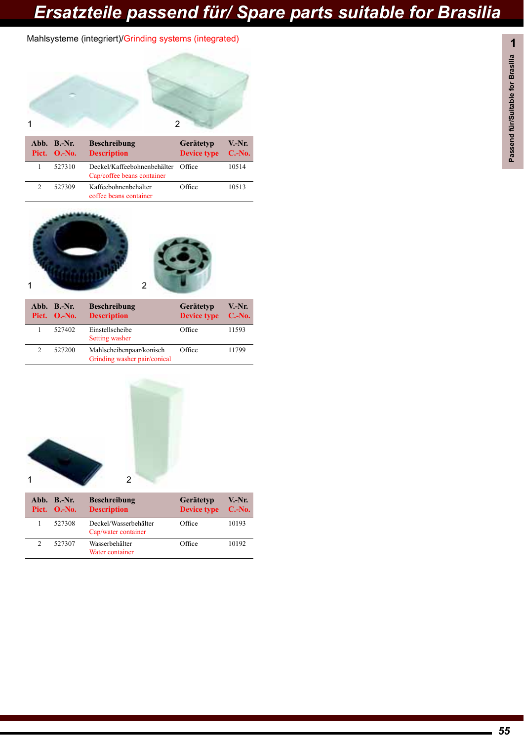# Ersatzteile passend für/ Spare parts suitable for Brasilia

Mahlsysteme (integriert)/Grinding systems (integrated)

1 2

| Abb. Pict. | B.-Nr. O.-No. | Beschreibung Description | Gerätetyp Device type | V.-Nr. C.-No. |
|---|---|---|---|---|
| 1 | 527310 | Deckel/Kaffeebohnenbehälter Cap/coffee beans container | Office | 10514 |
| 2 | 527309 | Kaffeebohnenbehälter coffee beans container | Office | 10513 |

1 2

| Abb. Pict. | B.-Nr. O.-No. | Beschreibung Description | Gerätetyp Device type | V.-Nr. C.-No. |
|---|---|---|---|---|
| 1 | 527402 | Einstellscheibe Setting washer | Office | 11593 |
| 2 | 527200 | Mahlscheibenpaar/konisch Grinding washer pair/conical | Office | 11799 |

1 2

| Abb. Pict. | B.-Nr. O.-No. | Beschreibung Description | Gerätetyp Device type | V.-Nr. C.-No. |
|---|---|---|---|---|
| 1 | 527308 | Deckel/Wasserbehälter Cap/water container | Office | 10193 |
| 2 | 527307 | Wasserbehälter Water container | Office | 10192 |